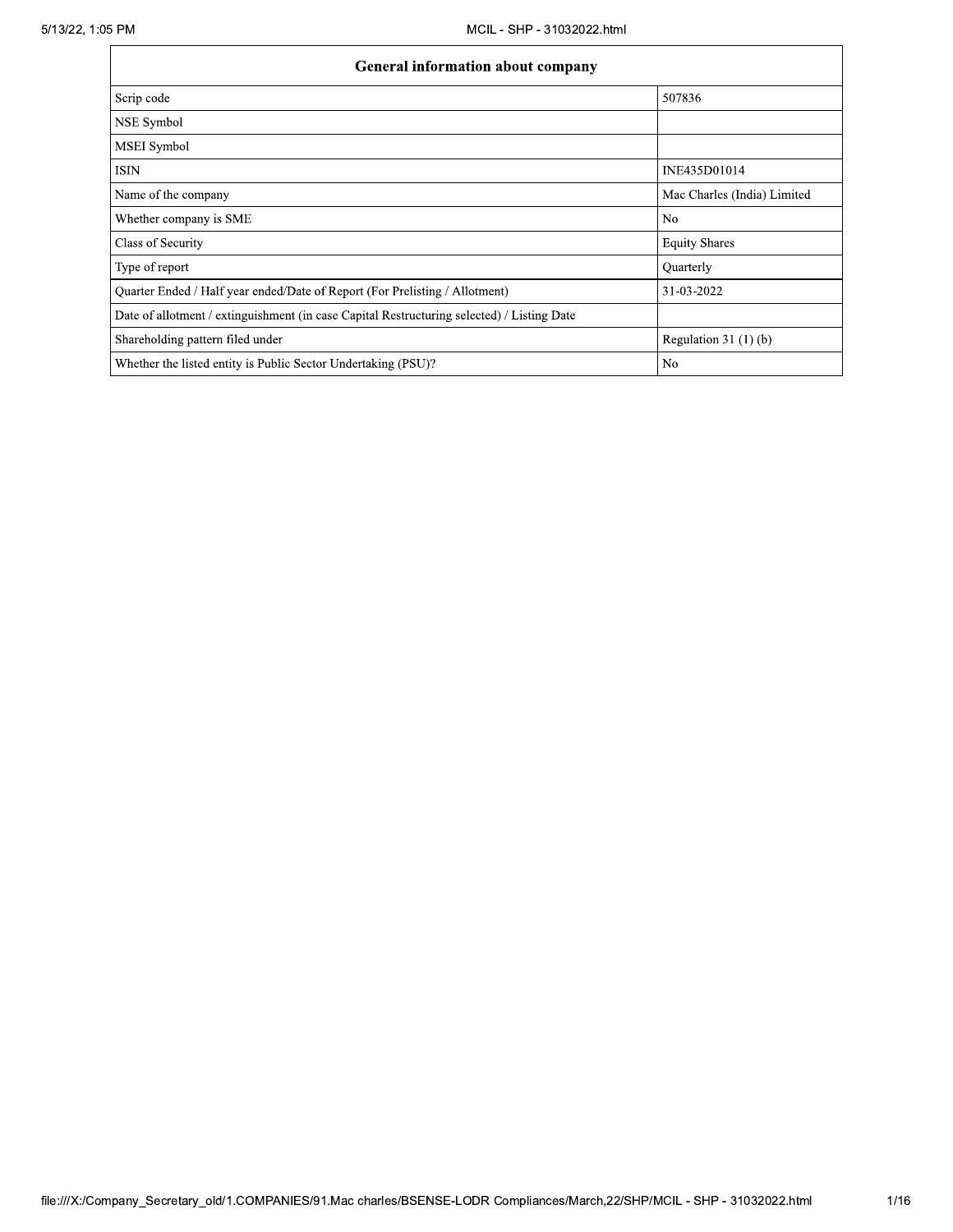| General information about company | |
|---|---|
| Scrip code | 507836 |
| NSE Symbol | |
| MSEI Symbol | |
| ISIN | INE435D01014 |
| Name of the company | Mac Charles (India) Limited |
| Whether company is SME | No |
| Class of Security | Equity Shares |
| Type of report | Quarterly |
| Quarter Ended / Half year ended/Date of Report (For Prelisting / Allotment) | 31-03-2022 |
| Date of allotment / extinguishment (in case Capital Restructuring selected) / Listing Date | |
| Shareholding pattern filed under | Regulation 31 (1) (b) |
| Whether the listed entity is Public Sector Undertaking (PSU)? | No |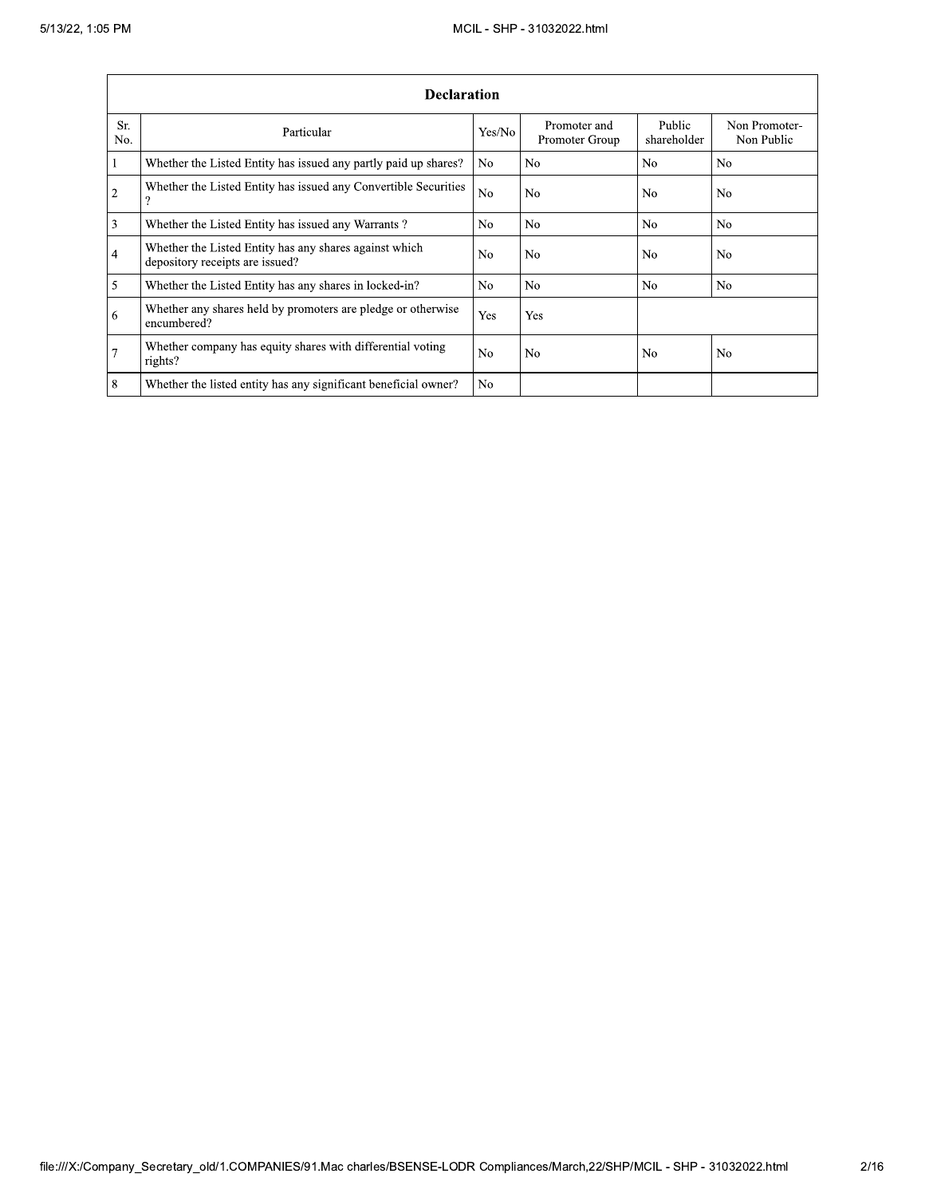| Declaration | | | | | |
|---|---|---|---|---|---|
| Sr. No. | Particular | Yes/No | Promoter and Promoter Group | Public shareholder | Non Promoter- Non Public |
| 1 | Whether the Listed Entity has issued any partly paid up shares? | No | No | No | No |
| 2 | Whether the Listed Entity has issued any Convertible Securities ? | No | No | No | No |
| 3 | Whether the Listed Entity has issued any Warrants ? | No | No | No | No |
| 4 | Whether the Listed Entity has any shares against which depository receipts are issued? | No | No | No | No |
| 5 | Whether the Listed Entity has any shares in locked-in? | No | No | No | No |
| 6 | Whether any shares held by promoters are pledge or otherwise encumbered? | Yes | Yes | | |
| 7 | Whether company has equity shares with differential voting rights? | No | No | No | No |
| 8 | Whether the listed entity has any significant beneficial owner? | No | | | |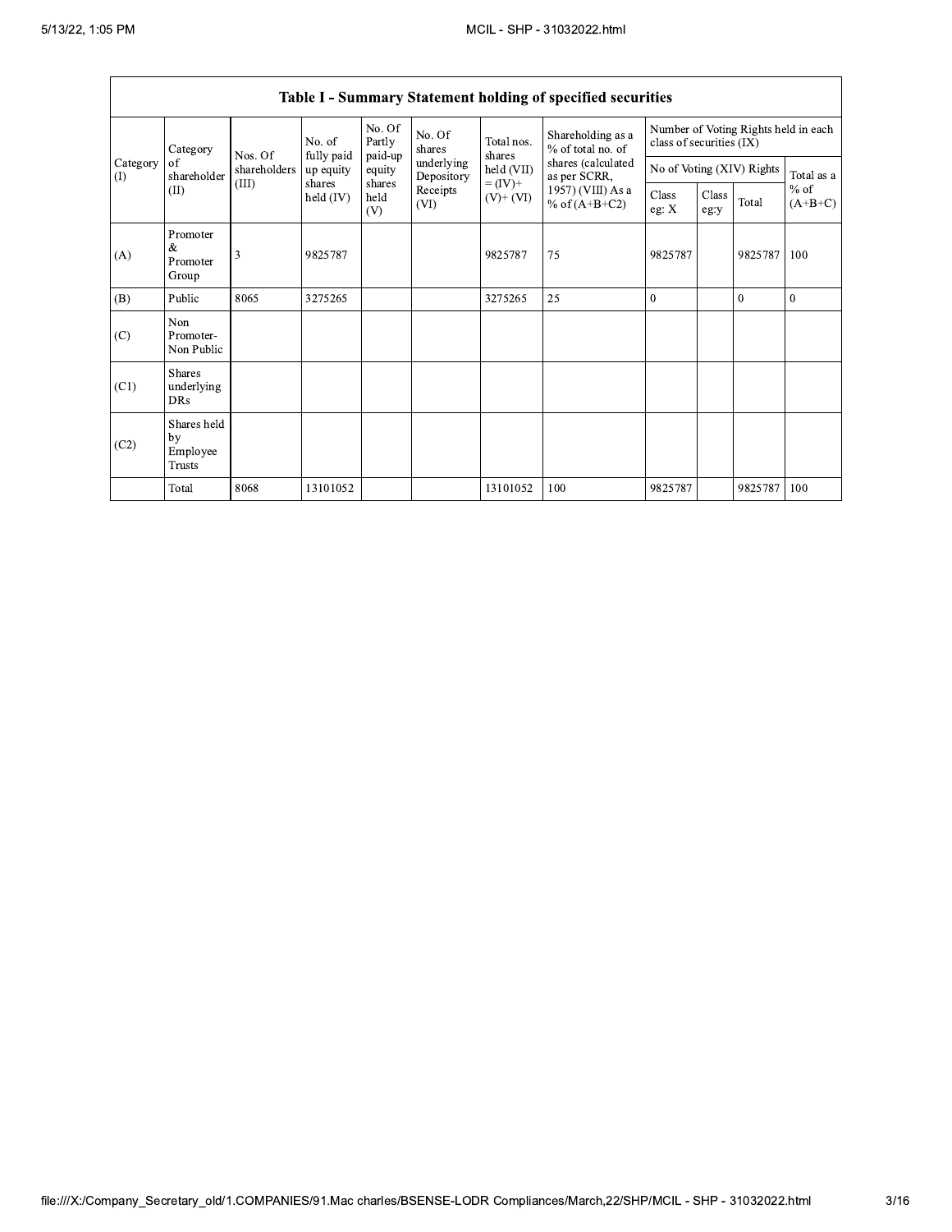## Table I - Summary Statement holding of specified securities

| Category (I) | Category of shareholder (II) | Nos. Of shareholders (III) | No. of fully paid up equity shares held (IV) | No. Of Partly paid-up equity shares held (V) | No. Of shares underlying Depository Receipts (VI) | Total nos. shares held (VII) = (IV)+ (V)+ (VI) | Shareholding as a % of total no. of shares (calculated as per SCRR, 1957) (VIII) As a % of (A+B+C2) | Number of Voting Rights held in each class of securities (IX) | | | |
|---|---|---|---|---|---|---|---|---|---|---|---|
| | | | | | | | | No of Voting (XIV) Rights | | | Total as a % of (A+B+C) |
| | | | | | | | | Class eg: X | Class eg:y | Total | |
| (A) | Promoter & Promoter Group | 3 | 9825787 | | | 9825787 | 75 | 9825787 | | 9825787 | 100 |
| (B) | Public | 8065 | 3275265 | | | 3275265 | 25 | 0 | | 0 | 0 |
| (C) | Non Promoter- Non Public | | | | | | | | | | |
| (C1) | Shares underlying DRs | | | | | | | | | | |
| (C2) | Shares held by Employee Trusts | | | | | | | | | | |
| | Total | 8068 | 13101052 | | | 13101052 | 100 | 9825787 | | 9825787 | 100 |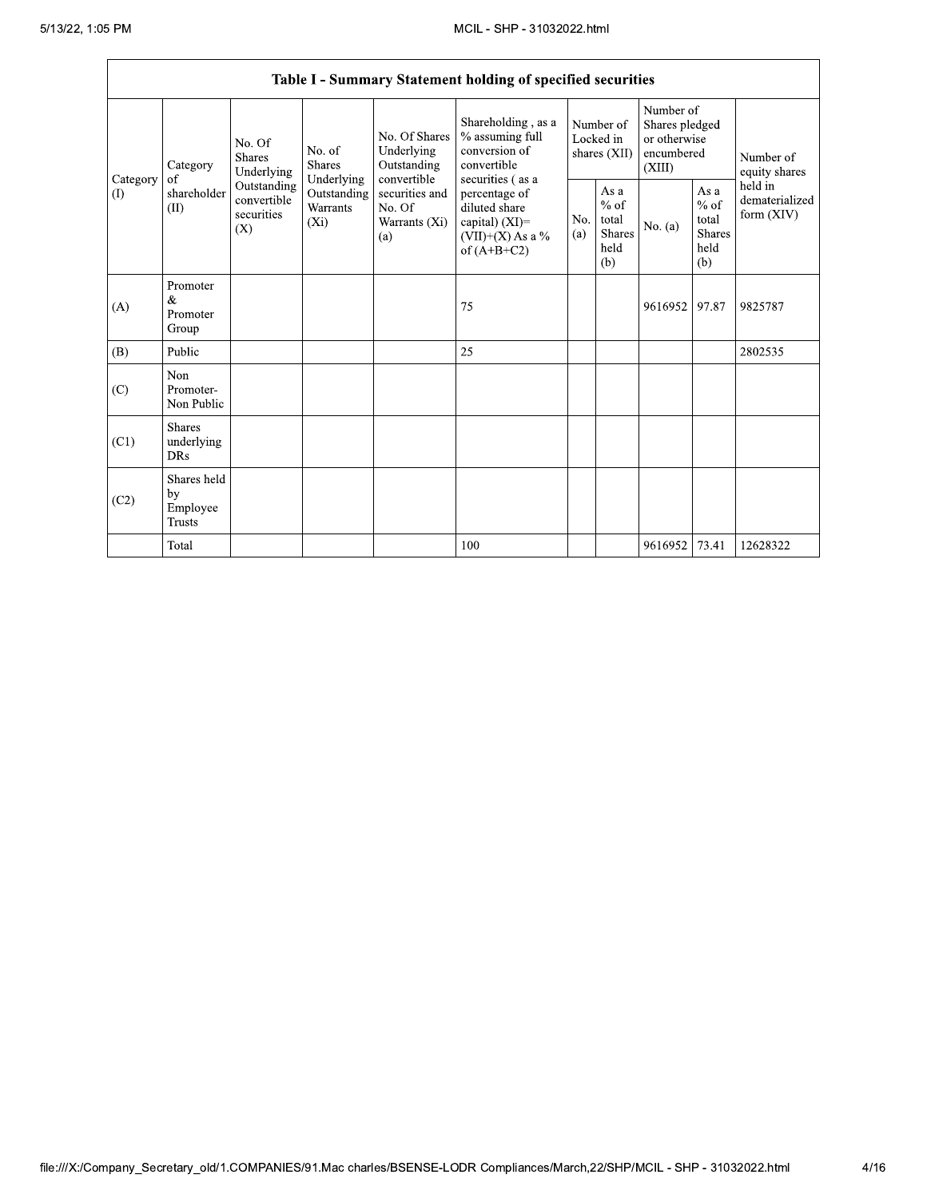| Table I - Summary Statement holding of specified securities | | | | | | | | | | | |
|---|---|---|---|---|---|---|---|---|---|---|---|
| Category (I) | Category of shareholder (II) | No. Of Shares Underlying Outstanding convertible securities (X) | No. of Shares Underlying Outstanding Warrants (Xi) | No. Of Shares Underlying Outstanding convertible securities and No. Of Warrants (Xi) (a) | Shareholding , as a % assuming full conversion of convertible securities ( as a percentage of diluted share capital) (XI)= (VII)+(X) As a % of (A+B+C2) | Number of Locked in shares (XII) | | Number of Shares pledged or otherwise encumbered (XIII) | | Number of equity shares held in dematerialized form (XIV) |
| | | | | | | No. (a) | As a % of total Shares held (b) | No. (a) | As a % of total Shares held (b) | |
| (A) | Promoter & Promoter Group | | | | 75 | | | 9616952 | 97.87 | 9825787 |
| (B) | Public | | | | 25 | | | | | 2802535 |
| (C) | Non Promoter- Non Public | | | | | | | | | |
| (C1) | Shares underlying DRs | | | | | | | | | |
| (C2) | Shares held by Employee Trusts | | | | | | | | | |
| | Total | | | | 100 | | | 9616952 | 73.41 | 12628322 |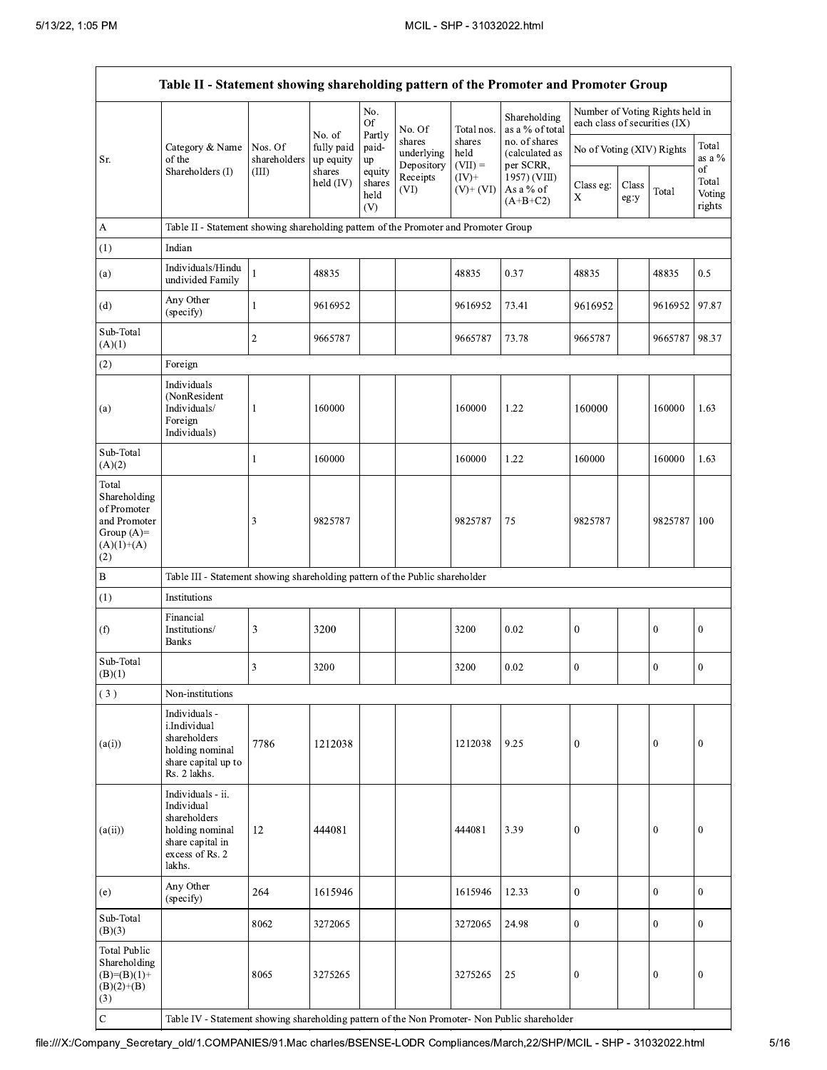| Table II - Statement showing shareholding pattern of the Promoter and Promoter Group | | | | | | | | | | | | |
|---|---|---|---|---|---|---|---|---|---|---|---|---|
| Sr. | Category & Name of the Shareholders (I) | Nos. Of shareholders (III) | No. of fully paid up equity shares held (IV) | No. Of Partly paid-up equity shares held (V) | No. Of shares underlying Depository Receipts (VI) | Total nos. shares held (VII) = (IV)+ (V)+ (VI) | Shareholding as a % of total no. of shares (calculated as per SCRR, 1957) (VIII) As a % of (A+B+C2) | Number of Voting Rights held in each class of securities (IX) | | | |
| | | | | | | | | No of Voting (XIV) Rights | | | Total as a % of Total Voting rights |
| | | | | | | | | Class eg: X | Class eg:y | Total | |
| A | Table II - Statement showing shareholding pattern of the Promoter and Promoter Group | | | | | | | | | | |
| (1) | Indian | | | | | | | | | | |
| (a) | Individuals/Hindu undivided Family | 1 | 48835 | | | 48835 | 0.37 | 48835 | | 48835 | 0.5 |
| (d) | Any Other (specify) | 1 | 9616952 | | | 9616952 | 73.41 | 9616952 | | 9616952 | 97.87 |
| Sub-Total (A)(1) | | 2 | 9665787 | | | 9665787 | 73.78 | 9665787 | | 9665787 | 98.37 |
| (2) | Foreign | | | | | | | | | | |
| (a) | Individuals (NonResident Individuals/ Foreign Individuals) | 1 | 160000 | | | 160000 | 1.22 | 160000 | | 160000 | 1.63 |
| Sub-Total (A)(2) | | 1 | 160000 | | | 160000 | 1.22 | 160000 | | 160000 | 1.63 |
| Total Shareholding of Promoter and Promoter Group (A)=(A)(1)+(A)(2) | | 3 | 9825787 | | | 9825787 | 75 | 9825787 | | 9825787 | 100 |
| B | Table III - Statement showing shareholding pattern of the Public shareholder | | | | | | | | | | |
| (1) | Institutions | | | | | | | | | | |
| (f) | Financial Institutions/ Banks | 3 | 3200 | | | 3200 | 0.02 | 0 | | 0 | 0 |
| Sub-Total (B)(1) | | 3 | 3200 | | | 3200 | 0.02 | 0 | | 0 | 0 |
| (3) | Non-institutions | | | | | | | | | | |
| (a(i)) | Individuals - i.Individual shareholders holding nominal share capital up to Rs. 2 lakhs. | 7786 | 1212038 | | | 1212038 | 9.25 | 0 | | 0 | 0 |
| (a(ii)) | Individuals - ii. Individual shareholders holding nominal share capital in excess of Rs. 2 lakhs. | 12 | 444081 | | | 444081 | 3.39 | 0 | | 0 | 0 |
| (e) | Any Other (specify) | 264 | 1615946 | | | 1615946 | 12.33 | 0 | | 0 | 0 |
| Sub-Total (B)(3) | | 8062 | 3272065 | | | 3272065 | 24.98 | 0 | | 0 | 0 |
| Total Public Shareholding (B)=(B)(1)+(B)(2)+(B)(3) | | 8065 | 3275265 | | | 3275265 | 25 | 0 | | 0 | 0 |
| C | Table IV - Statement showing shareholding pattern of the Non Promoter- Non Public shareholder | | | | | | | | | | |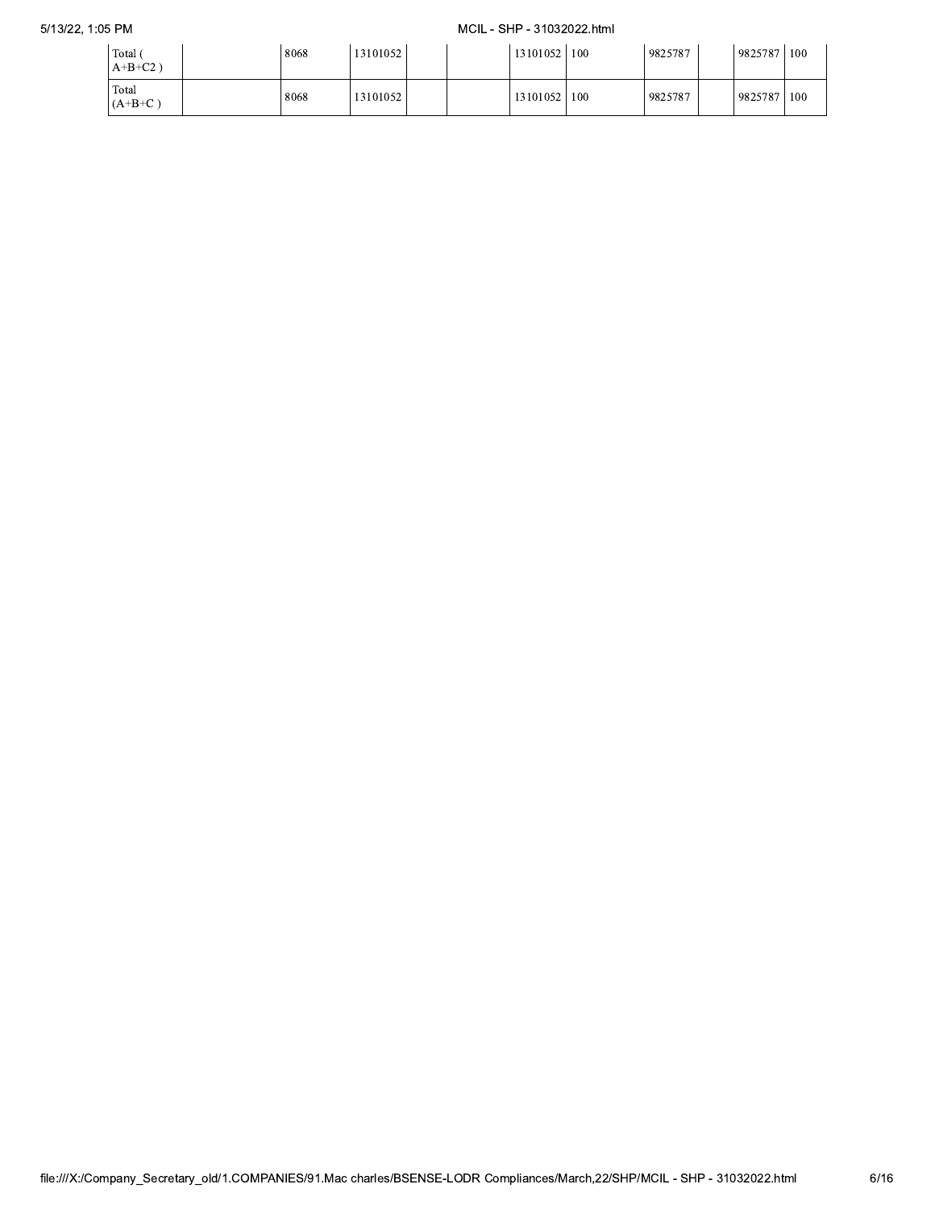| | | | | | | | | | | | |
|---|---|---|---|---|---|---|---|---|---|---|---|
| Total ( A+B+C2 ) | | 8068 | 13101052 | | | 13101052 | 100 | 9825787 | | 9825787 | 100 |
| Total (A+B+C ) | | 8068 | 13101052 | | | 13101052 | 100 | 9825787 | | 9825787 | 100 |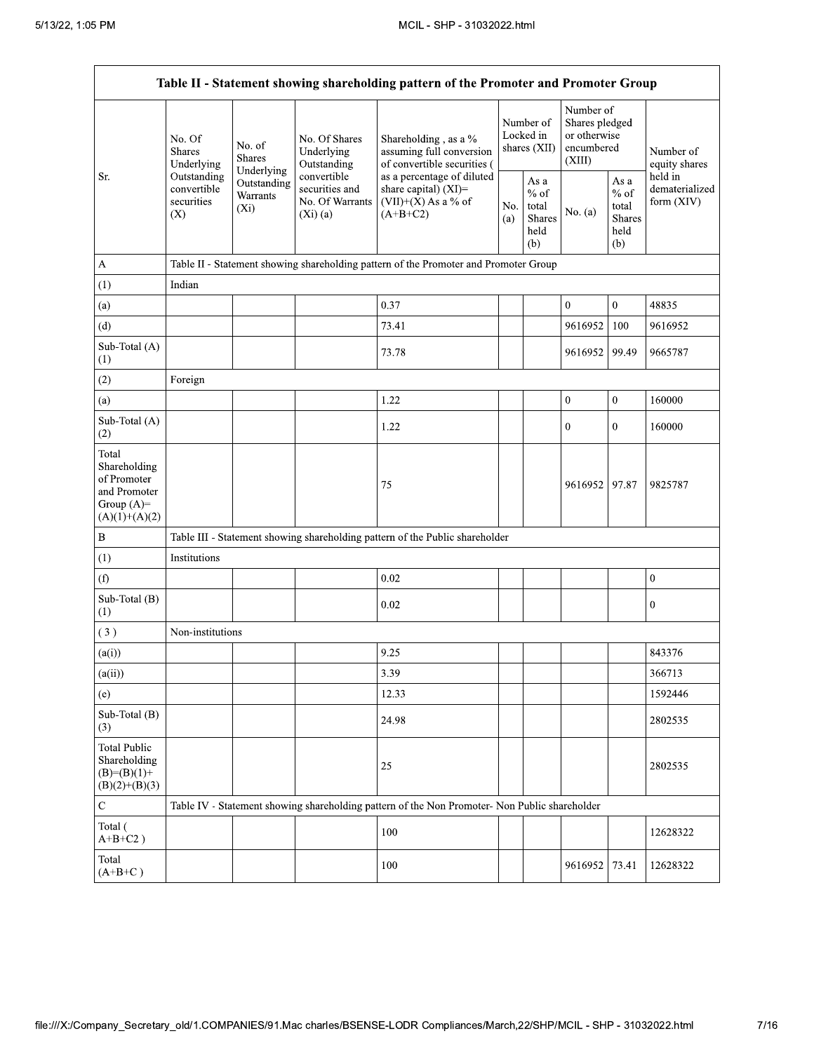| Table II - Statement showing shareholding pattern of the Promoter and Promoter Group | | | | | | | | | |
|---|---|---|---|---|---|---|---|---|---|
| Sr. | No. Of Shares Underlying Outstanding convertible securities (X) | No. of Shares Underlying Outstanding Warrants (Xi) | No. Of Shares Underlying Outstanding convertible securities and No. Of Warrants (Xi) (a) | Shareholding , as a % assuming full conversion of convertible securities ( as a percentage of diluted share capital) (XI)= (VII)+(X) As a % of (A+B+C2) | Number of Locked in shares (XII) | | Number of Shares pledged or otherwise encumbered (XIII) | | Number of equity shares held in dematerialized form (XIV) |
| | | | | | No. (a) | As a % of total Shares held (b) | No. (a) | As a % of total Shares held (b) | |
| A | Table II - Statement showing shareholding pattern of the Promoter and Promoter Group | | | | | | | | |
| (1) | Indian | | | | | | | | |
| (a) | | | | 0.37 | | | 0 | 0 | 48835 |
| (d) | | | | 73.41 | | | 9616952 | 100 | 9616952 |
| Sub-Total (A) (1) | | | | 73.78 | | | 9616952 | 99.49 | 9665787 |
| (2) | Foreign | | | | | | | | |
| (a) | | | | 1.22 | | | 0 | 0 | 160000 |
| Sub-Total (A) (2) | | | | 1.22 | | | 0 | 0 | 160000 |
| Total Shareholding of Promoter and Promoter Group (A)= (A)(1)+(A)(2) | | | | 75 | | | 9616952 | 97.87 | 9825787 |
| B | Table III - Statement showing shareholding pattern of the Public shareholder | | | | | | | | |
| (1) | Institutions | | | | | | | | |
| (f) | | | | 0.02 | | | | | 0 |
| Sub-Total (B) (1) | | | | 0.02 | | | | | 0 |
| ( 3 ) | Non-institutions | | | | | | | | |
| (a(i)) | | | | 9.25 | | | | | 843376 |
| (a(ii)) | | | | 3.39 | | | | | 366713 |
| (e) | | | | 12.33 | | | | | 1592446 |
| Sub-Total (B) (3) | | | | 24.98 | | | | | 2802535 |
| Total Public Shareholding (B)=(B)(1)+ (B)(2)+(B)(3) | | | | 25 | | | | | 2802535 |
| C | Table IV - Statement showing shareholding pattern of the Non Promoter- Non Public shareholder | | | | | | | | |
| Total ( A+B+C2 ) | | | | 100 | | | | | 12628322 |
| Total (A+B+C ) | | | | 100 | | | 9616952 | 73.41 | 12628322 |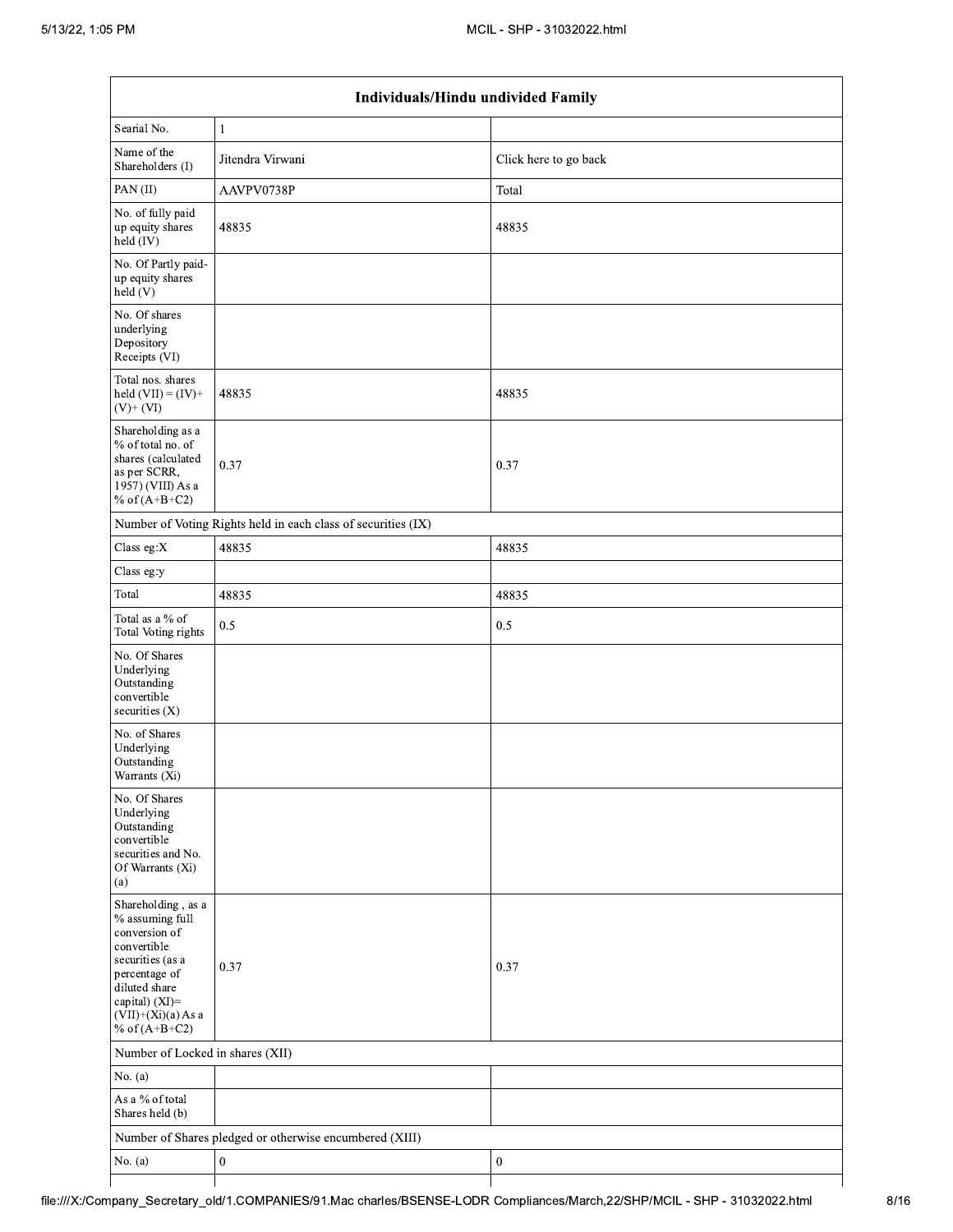| Individuals/Hindu undivided Family | | |
|---|---|---|
| Searial No. | 1 | |
| Name of the Shareholders (I) | Jitendra Virwani | Click here to go back |
| PAN (II) | AAVPV0738P | Total |
| No. of fully paid up equity shares held (IV) | 48835 | 48835 |
| No. Of Partly paid-up equity shares held (V) | | |
| No. Of shares underlying Depository Receipts (VI) | | |
| Total nos. shares held (VII) = (IV)+ (V)+ (VI) | 48835 | 48835 |
| Shareholding as a % of total no. of shares (calculated as per SCRR, 1957) (VIII) As a % of (A+B+C2) | 0.37 | 0.37 |
| Number of Voting Rights held in each class of securities (IX) | | |
| Class eg:X | 48835 | 48835 |
| Class eg:y | | |
| Total | 48835 | 48835 |
| Total as a % of Total Voting rights | 0.5 | 0.5 |
| No. Of Shares Underlying Outstanding convertible securities (X) | | |
| No. of Shares Underlying Outstanding Warrants (Xi) | | |
| No. Of Shares Underlying Outstanding convertible securities and No. Of Warrants (Xi) (a) | | |
| Shareholding , as a % assuming full conversion of convertible securities (as a percentage of diluted share capital) (XI)= (VII)+(Xi)(a) As a % of (A+B+C2) | 0.37 | 0.37 |
| Number of Locked in shares (XII) | | |
| No. (a) | | |
| As a % of total Shares held (b) | | |
| Number of Shares pledged or otherwise encumbered (XIII) | | |
| No. (a) | 0 | 0 |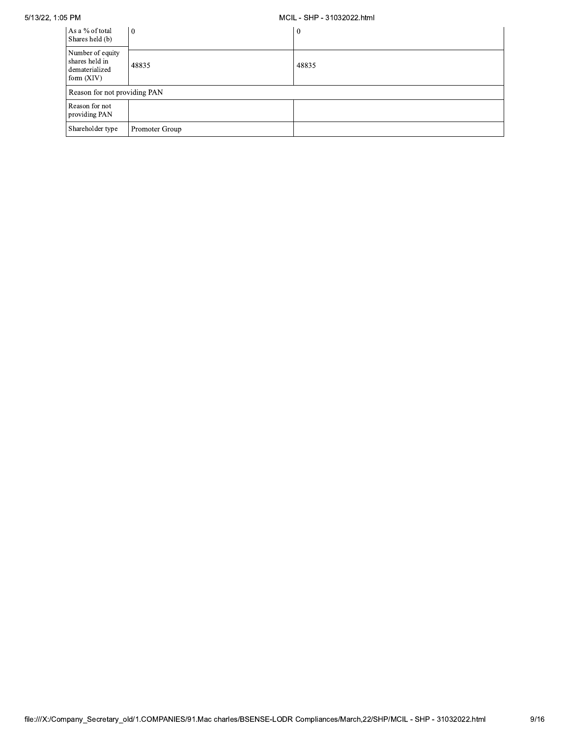| | | |
|---|---|---|
| As a % of total Shares held (b) | 0 | 0 |
| Number of equity shares held in dematerialized form (XIV) | 48835 | 48835 |
| Reason for not providing PAN | | |
| Reason for not providing PAN | | |
| Shareholder type | Promoter Group | |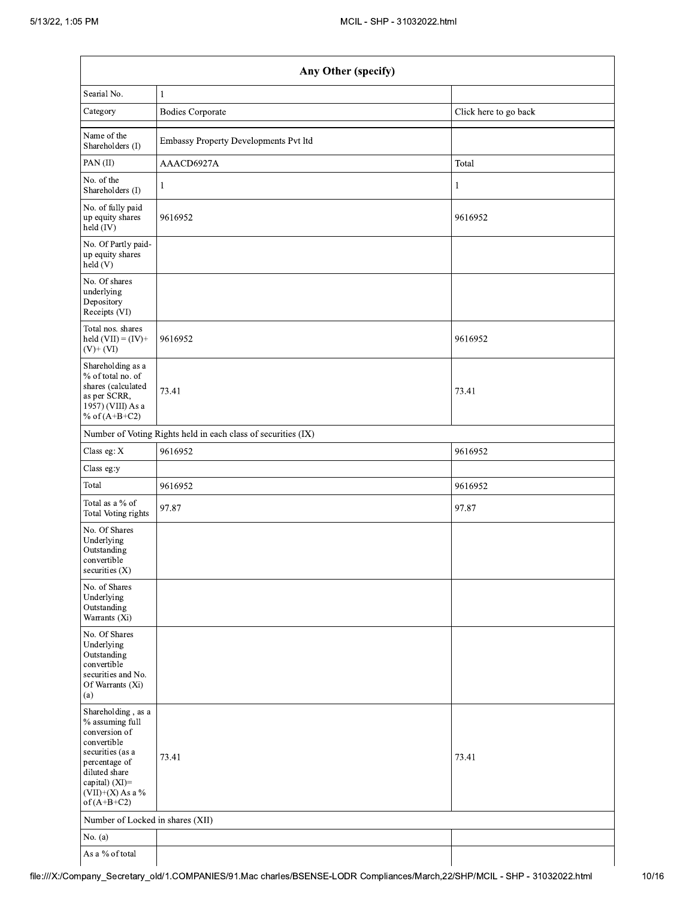| Any Other (specify) | | |
|---|---|---|
| Searial No. | 1 | |
| Category | Bodies Corporate | Click here to go back |
| Name of the Shareholders (I) | Embassy Property Developments Pvt ltd | |
| PAN (II) | AAACD6927A | Total |
| No. of the Shareholders (I) | 1 | 1 |
| No. of fully paid up equity shares held (IV) | 9616952 | 9616952 |
| No. Of Partly paid-up equity shares held (V) | | |
| No. Of shares underlying Depository Receipts (VI) | | |
| Total nos. shares held (VII) = (IV)+ (V)+ (VI) | 9616952 | 9616952 |
| Shareholding as a % of total no. of shares (calculated as per SCRR, 1957) (VIII) As a % of (A+B+C2) | 73.41 | 73.41 |
| Number of Voting Rights held in each class of securities (IX) | | |
| Class eg: X | 9616952 | 9616952 |
| Class eg:y | | |
| Total | 9616952 | 9616952 |
| Total as a % of Total Voting rights | 97.87 | 97.87 |
| No. Of Shares Underlying Outstanding convertible securities (X) | | |
| No. of Shares Underlying Outstanding Warrants (Xi) | | |
| No. Of Shares Underlying Outstanding convertible securities and No. Of Warrants (Xi) (a) | | |
| Shareholding , as a % assuming full conversion of convertible securities (as a percentage of diluted share capital) (XI)= (VII)+(X) As a % of (A+B+C2) | 73.41 | 73.41 |
| Number of Locked in shares (XII) | | |
| No. (a) | | |
| As a % of total | | |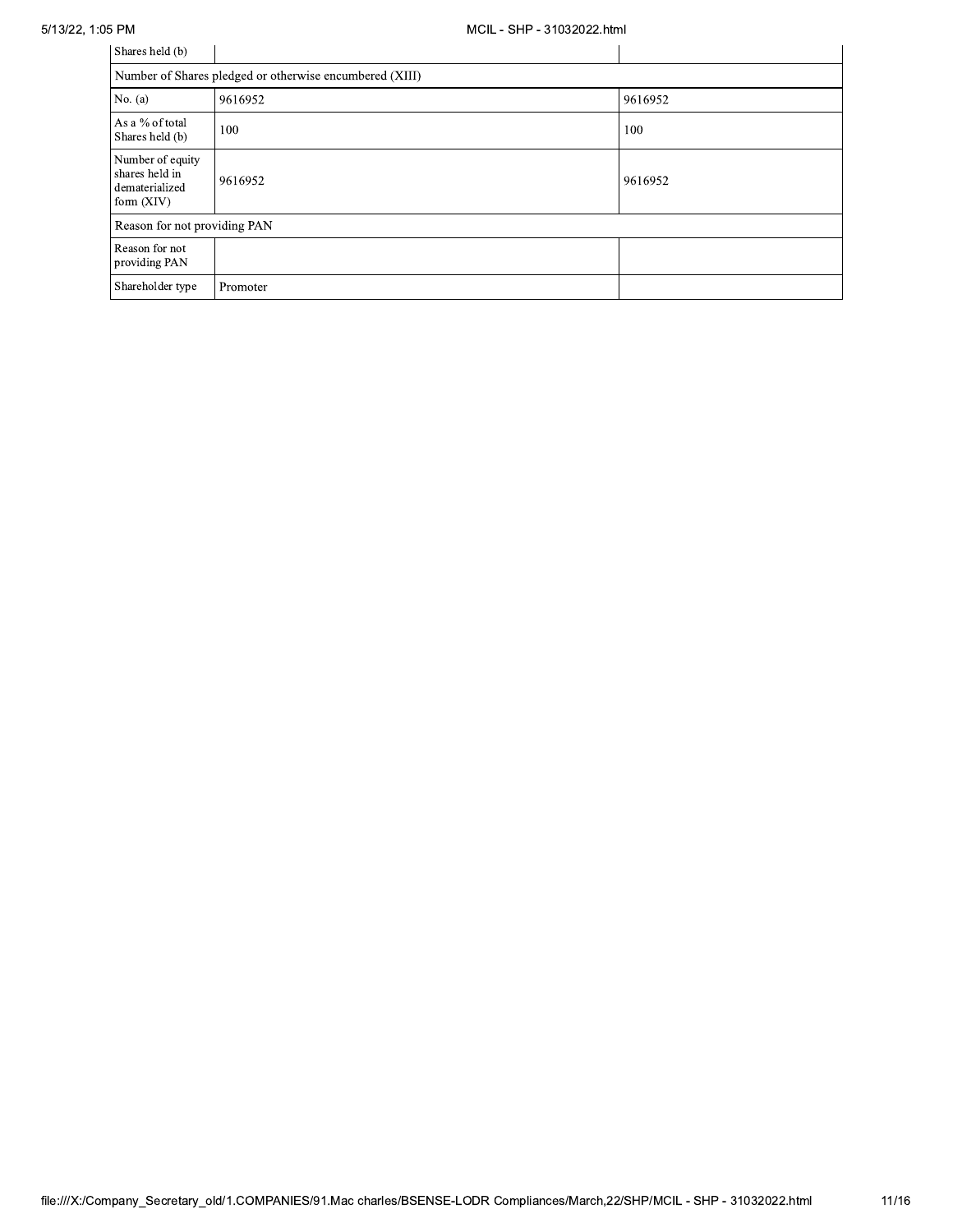| Shares held (b) | | |
|---|---|---|
| Number of Shares pledged or otherwise encumbered (XIII) | | |
| No. (a) | 9616952 | 9616952 |
| As a % of total Shares held (b) | 100 | 100 |
| Number of equity shares held in dematerialized form (XIV) | 9616952 | 9616952 |
| Reason for not providing PAN | | |
| Reason for not providing PAN | | |
| Shareholder type | Promoter | |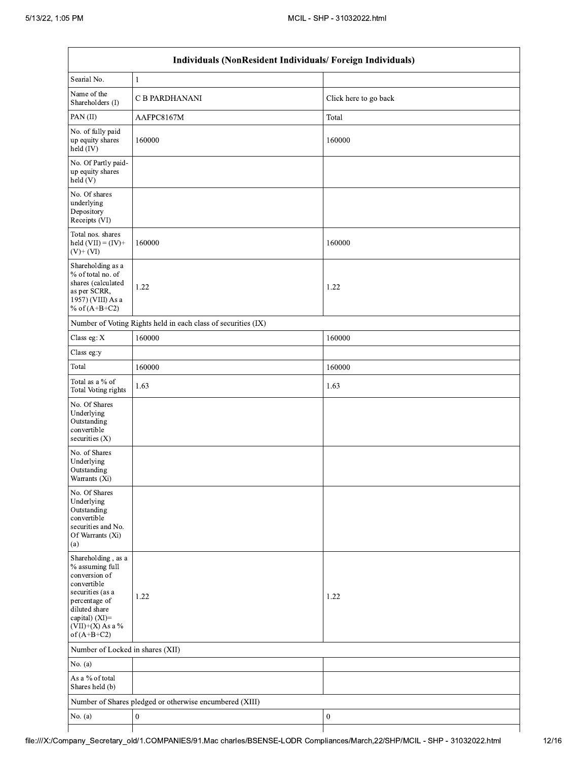| Individuals (NonResident Individuals/ Foreign Individuals) | | |
|---|---|---|
| Searial No. | 1 | |
| Name of the Shareholders (I) | C B PARDHANANI | Click here to go back |
| PAN (II) | AAFPC8167M | Total |
| No. of fully paid up equity shares held (IV) | 160000 | 160000 |
| No. Of Partly paid-up equity shares held (V) | | |
| No. Of shares underlying Depository Receipts (VI) | | |
| Total nos. shares held (VII) = (IV)+(V)+ (VI) | 160000 | 160000 |
| Shareholding as a % of total no. of shares (calculated as per SCRR, 1957) (VIII) As a % of (A+B+C2) | 1.22 | 1.22 |
| Number of Voting Rights held in each class of securities (IX) | | |
| Class eg: X | 160000 | 160000 |
| Class eg:y | | |
| Total | 160000 | 160000 |
| Total as a % of Total Voting rights | 1.63 | 1.63 |
| No. Of Shares Underlying Outstanding convertible securities (X) | | |
| No. of Shares Underlying Outstanding Warrants (Xi) | | |
| No. Of Shares Underlying Outstanding convertible securities and No. Of Warrants (Xi) (a) | | |
| Shareholding , as a % assuming full conversion of convertible securities (as a percentage of diluted share capital) (XI)= (VII)+(X) As a % of (A+B+C2) | 1.22 | 1.22 |
| Number of Locked in shares (XII) | | |
| No. (a) | | |
| As a % of total Shares held (b) | | |
| Number of Shares pledged or otherwise encumbered (XIII) | | |
| No. (a) | 0 | 0 |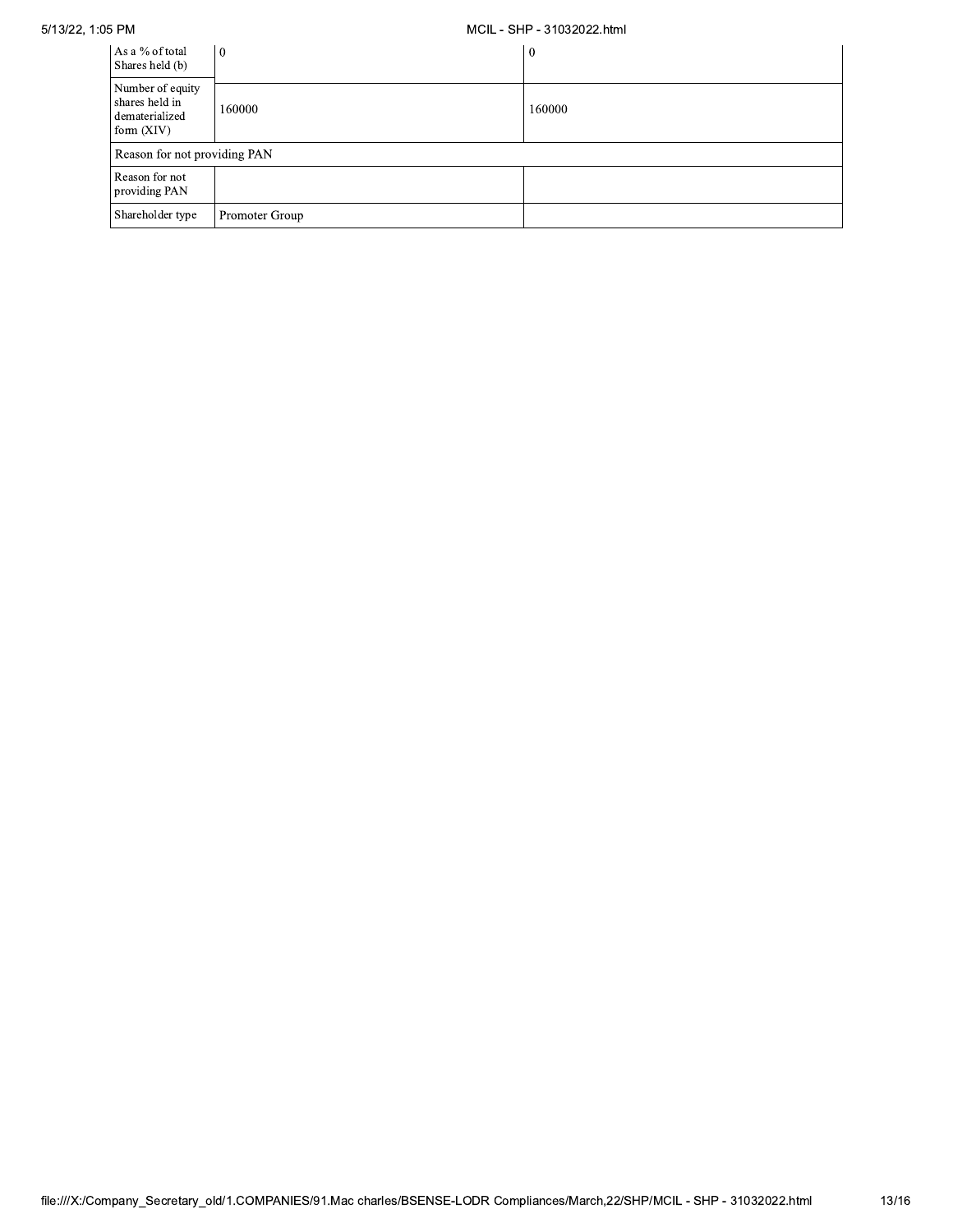| | | |
|---|---|---|
| As a % of total Shares held (b) | 0 | 0 |
| Number of equity shares held in dematerialized form (XIV) | 160000 | 160000 |
| Reason for not providing PAN | | |
| Reason for not providing PAN | | |
| Shareholder type | Promoter Group | |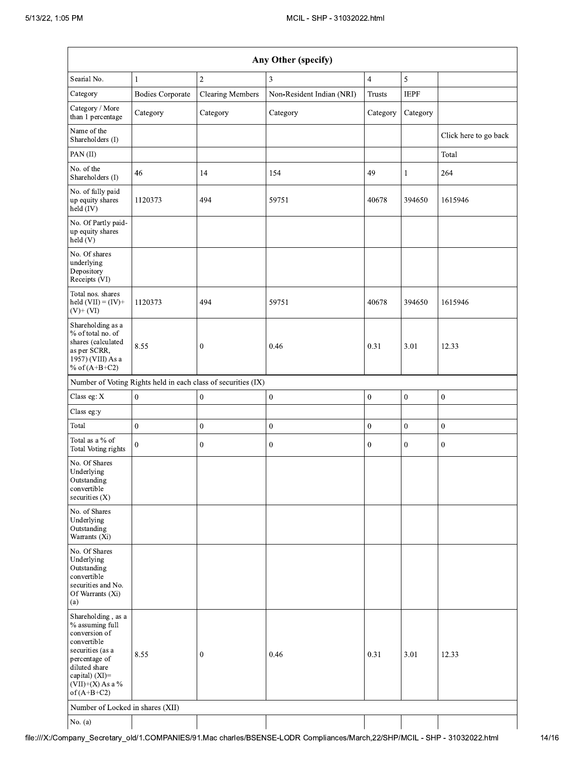| Any Other (specify) | | | | | | |
|---|---|---|---|---|---|---|
| Searial No. | 1 | 2 | 3 | 4 | 5 | |
| Category | Bodies Corporate | Clearing Members | Non-Resident Indian (NRI) | Trusts | IEPF | |
| Category / More than 1 percentage | Category | Category | Category | Category | Category | |
| Name of the Shareholders (I) | | | | | | Click here to go back |
| PAN (II) | | | | | | Total |
| No. of the Shareholders (I) | 46 | 14 | 154 | 49 | 1 | 264 |
| No. of fully paid up equity shares held (IV) | 1120373 | 494 | 59751 | 40678 | 394650 | 1615946 |
| No. Of Partly paid-up equity shares held (V) | | | | | | |
| No. Of shares underlying Depository Receipts (VI) | | | | | | |
| Total nos. shares held (VII) = (IV)+ (V)+ (VI) | 1120373 | 494 | 59751 | 40678 | 394650 | 1615946 |
| Shareholding as a % of total no. of shares (calculated as per SCRR, 1957) (VIII) As a % of (A+B+C2) | 8.55 | 0 | 0.46 | 0.31 | 3.01 | 12.33 |
| Number of Voting Rights held in each class of securities (IX) | | | | | | |
| Class eg: X | 0 | 0 | 0 | 0 | 0 | 0 |
| Class eg:y | | | | | | |
| Total | 0 | 0 | 0 | 0 | 0 | 0 |
| Total as a % of Total Voting rights | 0 | 0 | 0 | 0 | 0 | 0 |
| No. Of Shares Underlying Outstanding convertible securities (X) | | | | | | |
| No. of Shares Underlying Outstanding Warrants (Xi) | | | | | | |
| No. Of Shares Underlying Outstanding convertible securities and No. Of Warrants (Xi) (a) | | | | | | |
| Shareholding , as a % assuming full conversion of convertible securities (as a percentage of diluted share capital) (XI)= (VII)+(X) As a % of (A+B+C2) | 8.55 | 0 | 0.46 | 0.31 | 3.01 | 12.33 |
| Number of Locked in shares (XII) | | | | | | |
| No. (a) | | | | | | |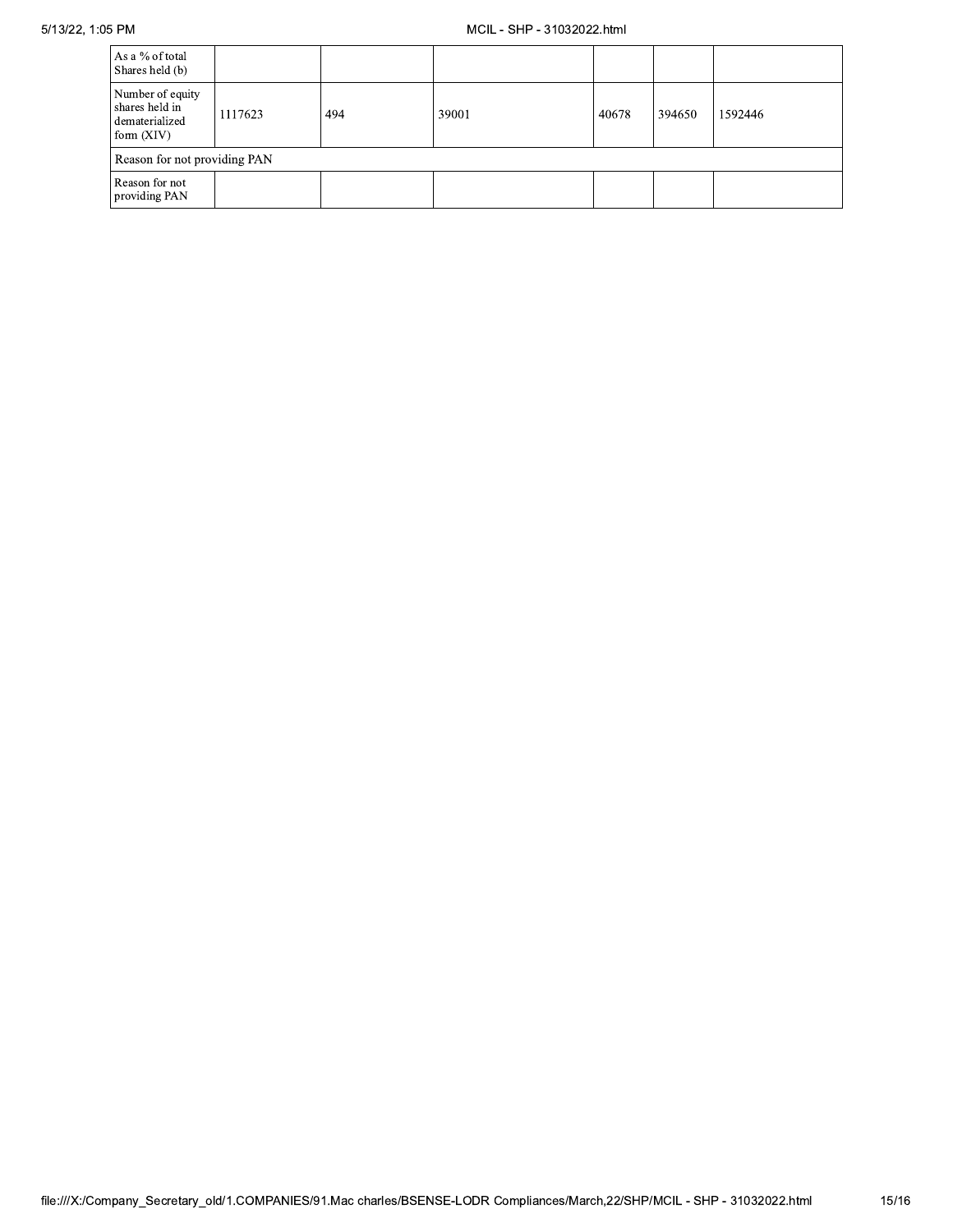| | | | | | | |
|---|---|---|---|---|---|---|
| As a % of total Shares held (b) | | | | | | |
| Number of equity shares held in dematerialized form (XIV) | 1117623 | 494 | 39001 | 40678 | 394650 | 1592446 |
| Reason for not providing PAN | | | | | | |
| Reason for not providing PAN | | | | | | |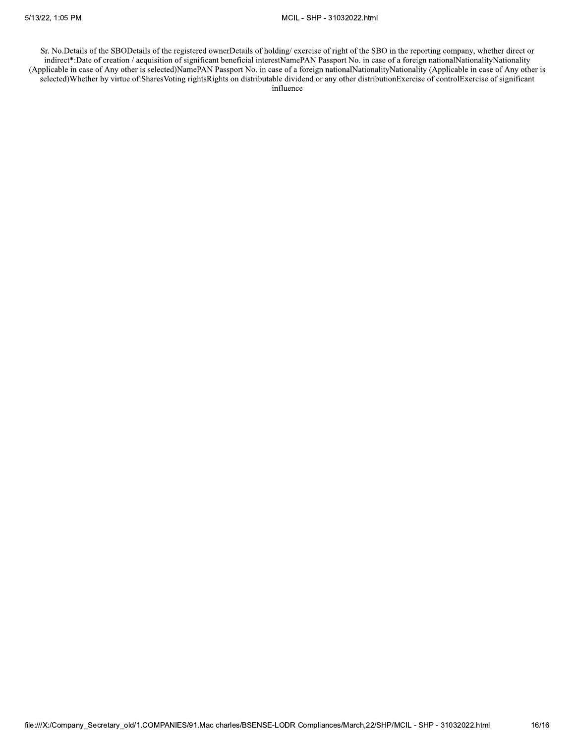Sr. No.Details of the SBODetails of the registered ownerDetails of holding/ exercise of right of the SBO in the reporting company, whether direct or indirect*:Date of creation / acquisition of significant beneficial interestNamePAN Passport No. in case of a foreign nationalNationalityNationality (Applicable in case of Any other is selected)NamePAN Passport No. in case of a foreign nationalNationalityNationality (Applicable in case of Any other is selected)Whether by virtue of:SharesVoting rightsRights on distributable dividend or any other distributionExercise of controlExercise of significant influence